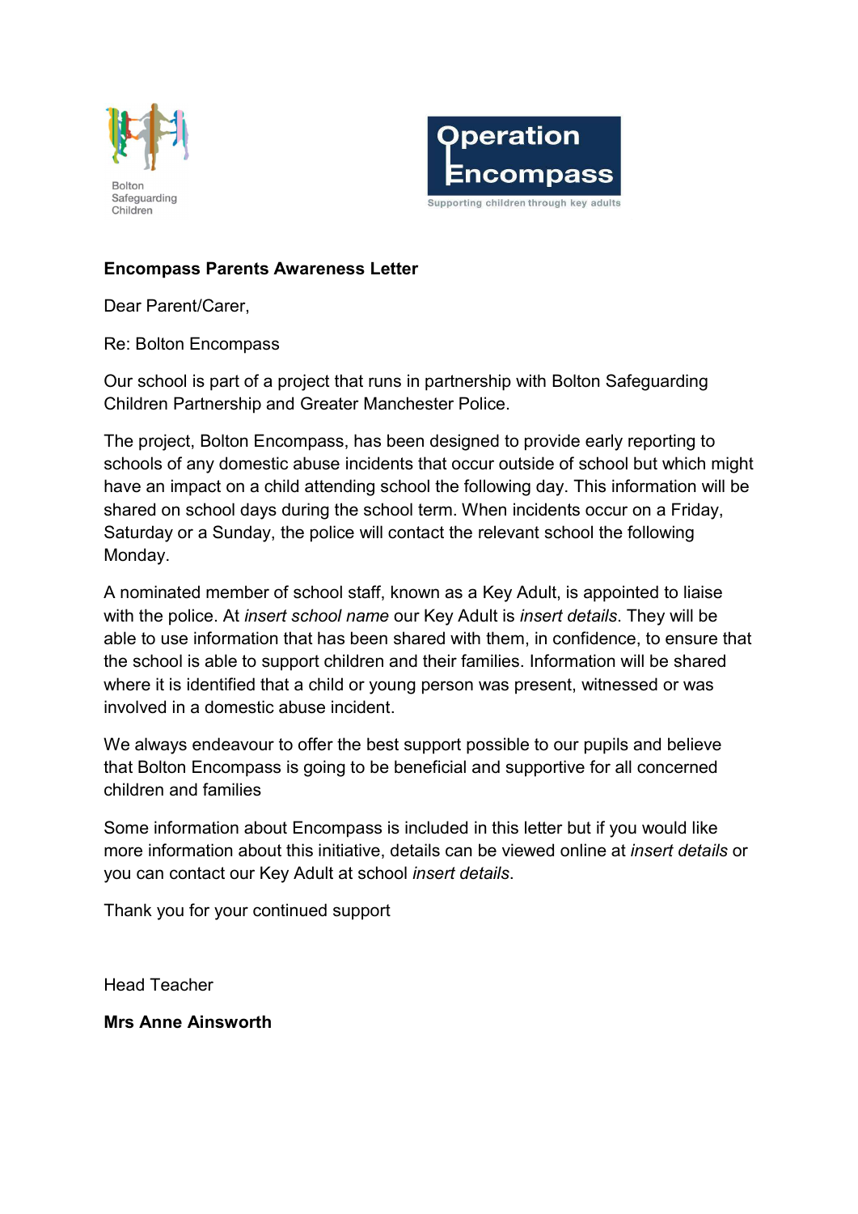Bolton Safeguarding Children

Operation Encompass

Supporting children through key adults

**Encompass Parents Awareness Letter**

Dear Parent/Carer,

Re: Bolton Encompass

Our school is part of a project that runs in partnership with Bolton Safeguarding Children Partnership and Greater Manchester Police.

The project, Bolton Encompass, has been designed to provide early reporting to schools of any domestic abuse incidents that occur outside of school but which might have an impact on a child attending school the following day. This information will be shared on school days during the school term. When incidents occur on a Friday, Saturday or a Sunday, the police will contact the relevant school the following Monday.

A nominated member of school staff, known as a Key Adult, is appointed to liaise with the police. At *insert school name* our Key Adult is *insert details*. They will be able to use information that has been shared with them, in confidence, to ensure that the school is able to support children and their families. Information will be shared where it is identified that a child or young person was present, witnessed or was involved in a domestic abuse incident.

We always endeavour to offer the best support possible to our pupils and believe that Bolton Encompass is going to be beneficial and supportive for all concerned children and families

Some information about Encompass is included in this letter but if you would like more information about this initiative, details can be viewed online at *insert details* or you can contact our Key Adult at school *insert details*.

Thank you for your continued support

Head Teacher

**Mrs Anne Ainsworth**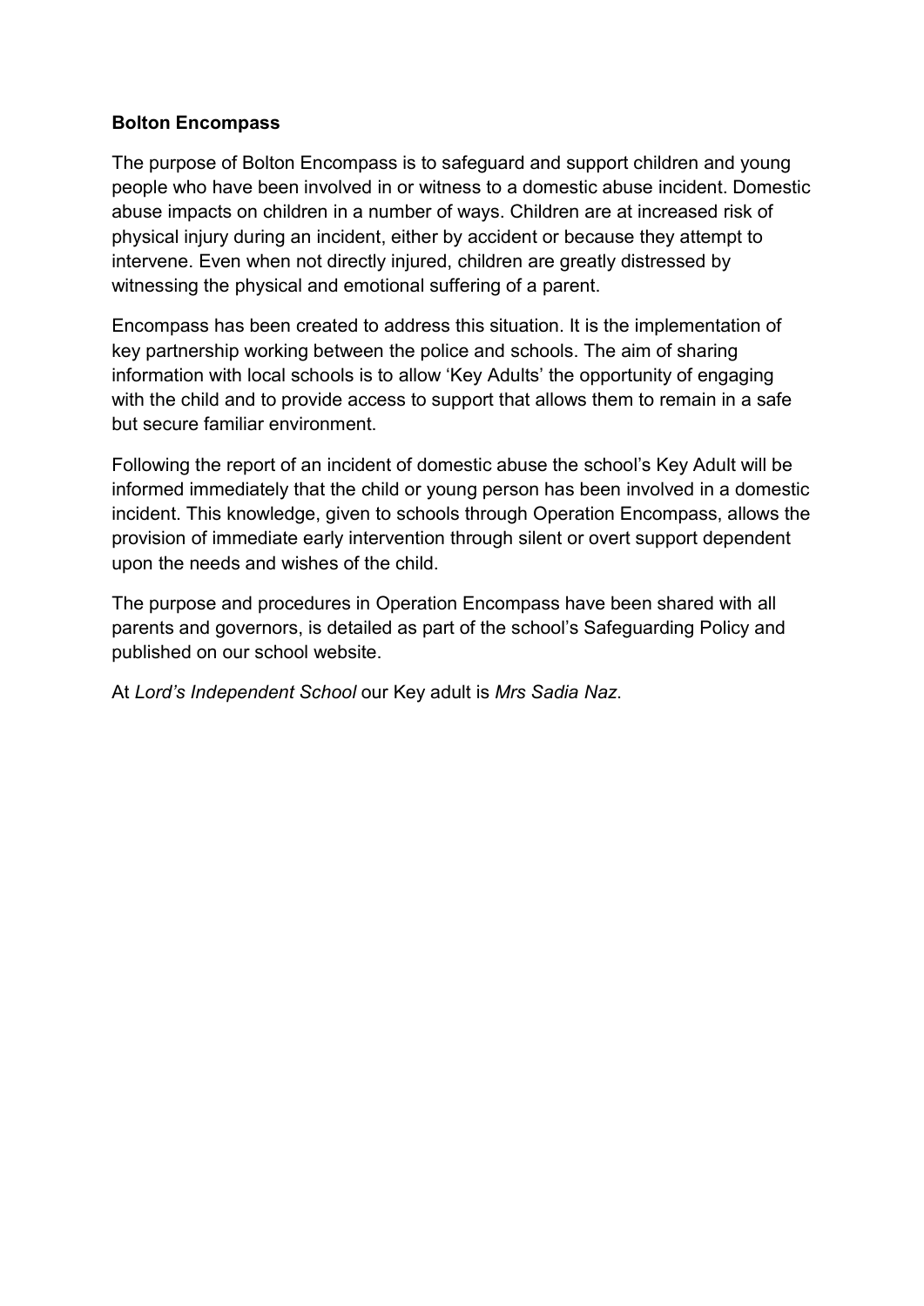**Bolton Encompass**

The purpose of Bolton Encompass is to safeguard and support children and young people who have been involved in or witness to a domestic abuse incident. Domestic abuse impacts on children in a number of ways. Children are at increased risk of physical injury during an incident, either by accident or because they attempt to intervene. Even when not directly injured, children are greatly distressed by witnessing the physical and emotional suffering of a parent.

Encompass has been created to address this situation. It is the implementation of key partnership working between the police and schools. The aim of sharing information with local schools is to allow 'Key Adults' the opportunity of engaging with the child and to provide access to support that allows them to remain in a safe but secure familiar environment.

Following the report of an incident of domestic abuse the school's Key Adult will be informed immediately that the child or young person has been involved in a domestic incident. This knowledge, given to schools through Operation Encompass, allows the provision of immediate early intervention through silent or overt support dependent upon the needs and wishes of the child.

The purpose and procedures in Operation Encompass have been shared with all parents and governors, is detailed as part of the school's Safeguarding Policy and published on our school website.

At *Lord's Independent School* our Key adult is *Mrs Sadia Naz*.